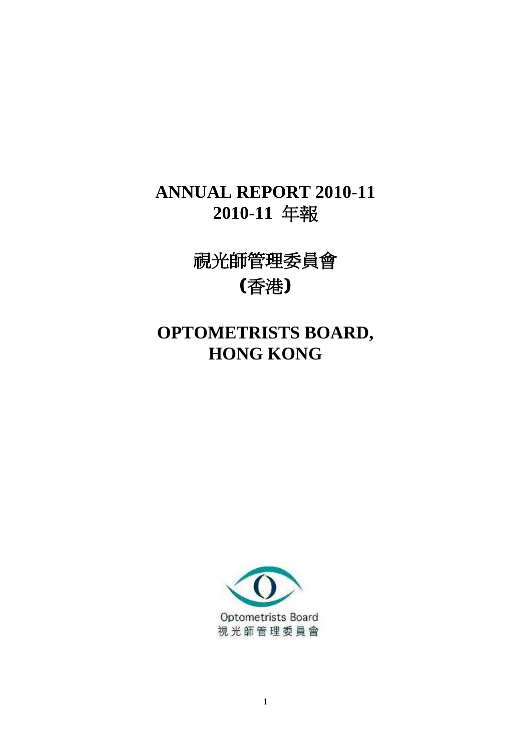# ANNUAL REPORT 2010-11
# 2010-11 年報

# 視光師管理委員會
# (香港)

# OPTOMETRISTS BOARD, HONG KONG

Optometrists Board
視光師管理委員會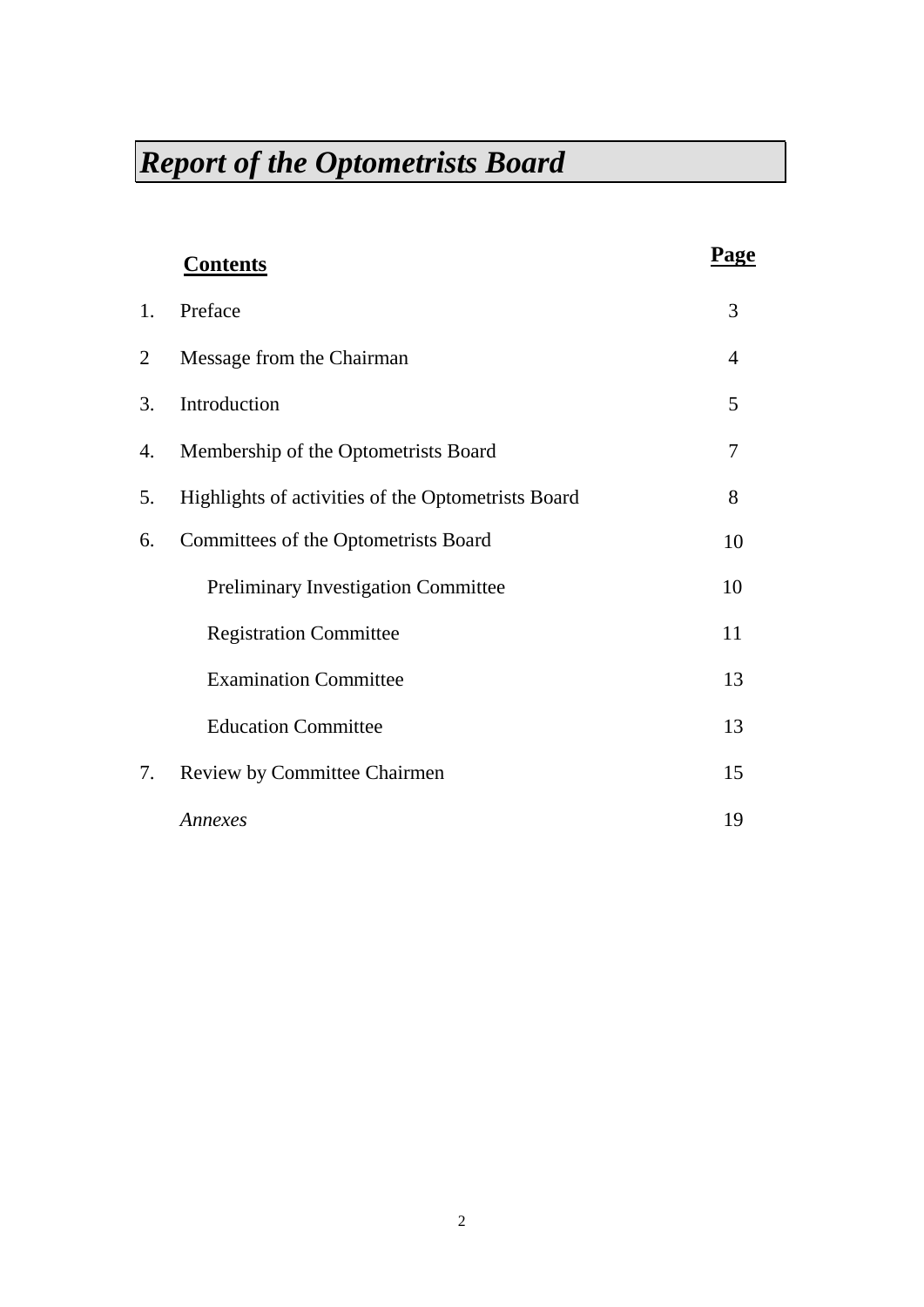# *Report of the Optometrists Board*

| | **Contents** | **Page** |
|---|---|---|
| 1. | Preface | 3 |
| 2 | Message from the Chairman | 4 |
| 3. | Introduction | 5 |
| 4. | Membership of the Optometrists Board | 7 |
| 5. | Highlights of activities of the Optometrists Board | 8 |
| 6. | Committees of the Optometrists Board | 10 |
| | Preliminary Investigation Committee | 10 |
| | Registration Committee | 11 |
| | Examination Committee | 13 |
| | Education Committee | 13 |
| 7. | Review by Committee Chairmen | 15 |
| | *Annexes* | 19 |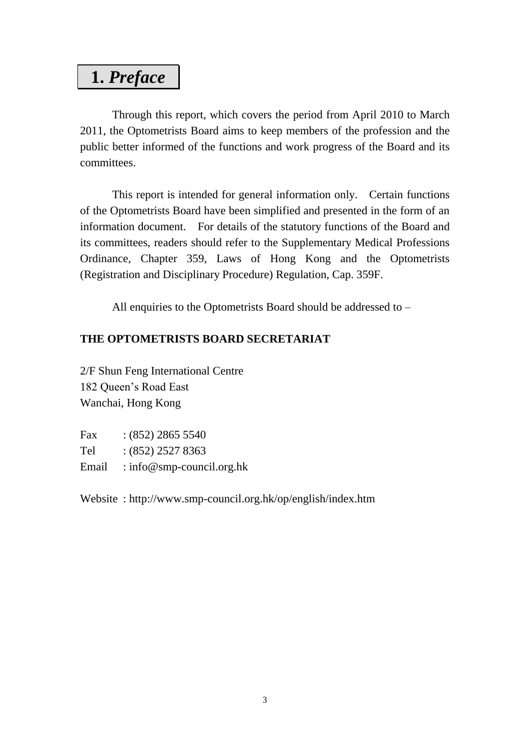# 1. *Preface*

Through this report, which covers the period from April 2010 to March 2011, the Optometrists Board aims to keep members of the profession and the public better informed of the functions and work progress of the Board and its committees.

This report is intended for general information only. Certain functions of the Optometrists Board have been simplified and presented in the form of an information document. For details of the statutory functions of the Board and its committees, readers should refer to the Supplementary Medical Professions Ordinance, Chapter 359, Laws of Hong Kong and the Optometrists (Registration and Disciplinary Procedure) Regulation, Cap. 359F.

All enquiries to the Optometrists Board should be addressed to –

**THE OPTOMETRISTS BOARD SECRETARIAT**

2/F Shun Feng International Centre
182 Queen's Road East
Wanchai, Hong Kong

Fax : (852) 2865 5540
Tel : (852) 2527 8363
Email : info@smp-council.org.hk

Website : http://www.smp-council.org.hk/op/english/index.htm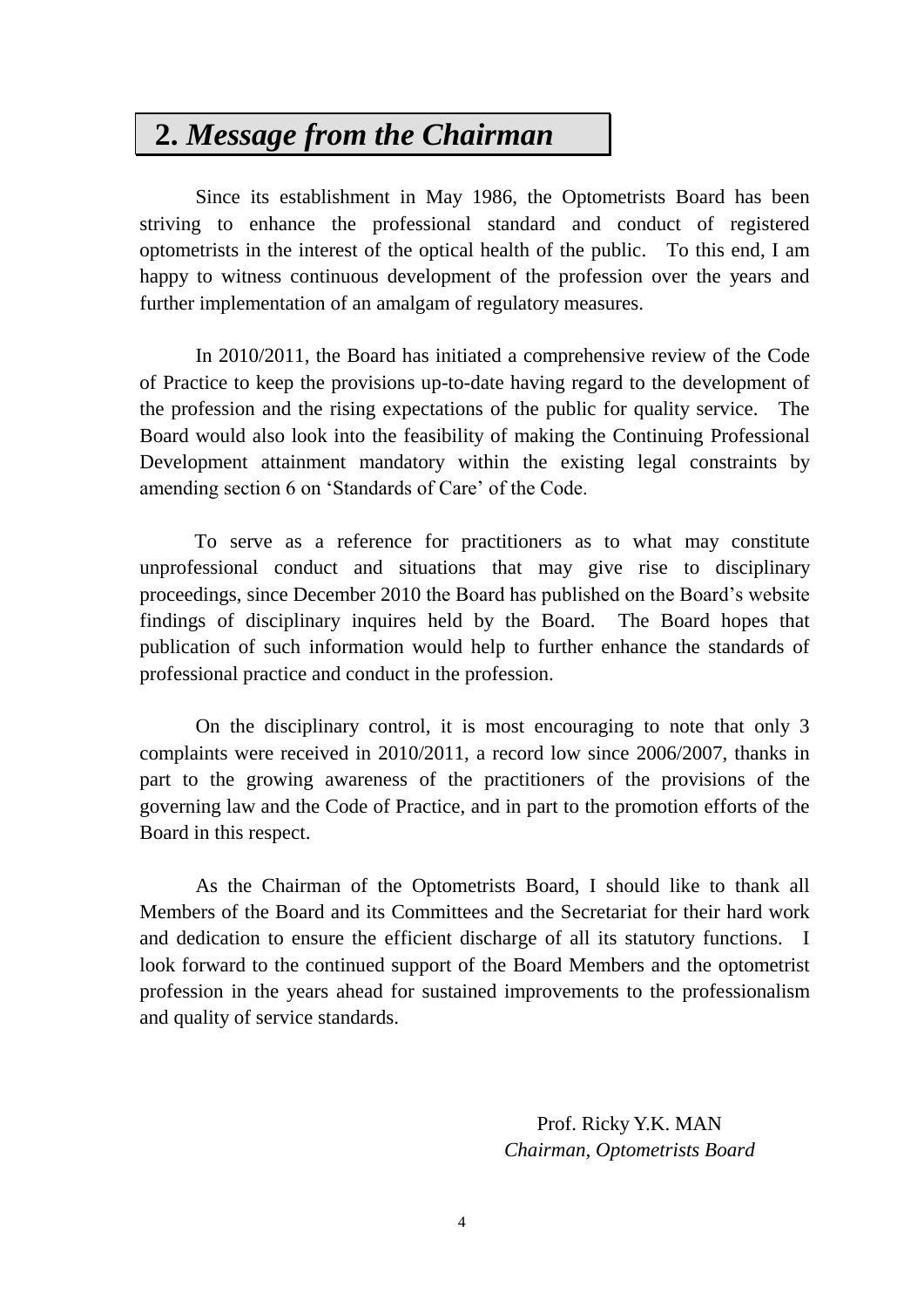## 2. *Message from the Chairman*

Since its establishment in May 1986, the Optometrists Board has been striving to enhance the professional standard and conduct of registered optometrists in the interest of the optical health of the public. To this end, I am happy to witness continuous development of the profession over the years and further implementation of an amalgam of regulatory measures.

In 2010/2011, the Board has initiated a comprehensive review of the Code of Practice to keep the provisions up-to-date having regard to the development of the profession and the rising expectations of the public for quality service. The Board would also look into the feasibility of making the Continuing Professional Development attainment mandatory within the existing legal constraints by amending section 6 on 'Standards of Care' of the Code.

To serve as a reference for practitioners as to what may constitute unprofessional conduct and situations that may give rise to disciplinary proceedings, since December 2010 the Board has published on the Board's website findings of disciplinary inquires held by the Board. The Board hopes that publication of such information would help to further enhance the standards of professional practice and conduct in the profession.

On the disciplinary control, it is most encouraging to note that only 3 complaints were received in 2010/2011, a record low since 2006/2007, thanks in part to the growing awareness of the practitioners of the provisions of the governing law and the Code of Practice, and in part to the promotion efforts of the Board in this respect.

As the Chairman of the Optometrists Board, I should like to thank all Members of the Board and its Committees and the Secretariat for their hard work and dedication to ensure the efficient discharge of all its statutory functions. I look forward to the continued support of the Board Members and the optometrist profession in the years ahead for sustained improvements to the professionalism and quality of service standards.

Prof. Ricky Y.K. MAN
*Chairman, Optometrists Board*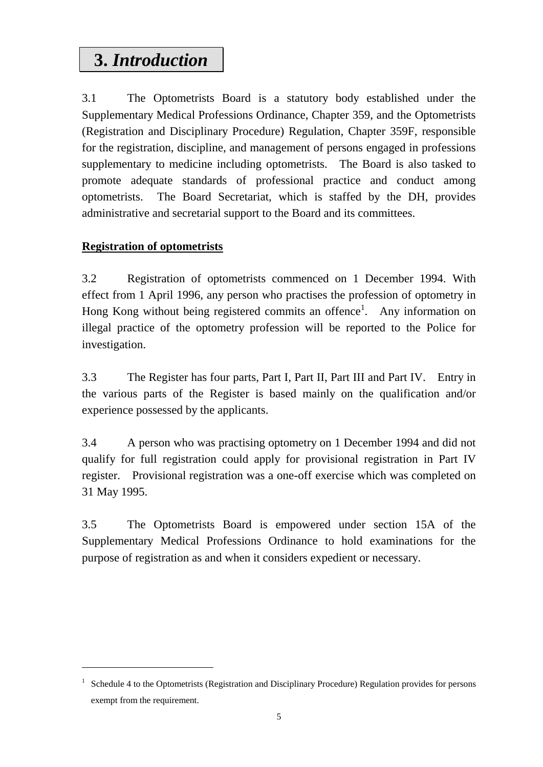# 3. *Introduction*

3.1 The Optometrists Board is a statutory body established under the Supplementary Medical Professions Ordinance, Chapter 359, and the Optometrists (Registration and Disciplinary Procedure) Regulation, Chapter 359F, responsible for the registration, discipline, and management of persons engaged in professions supplementary to medicine including optometrists. The Board is also tasked to promote adequate standards of professional practice and conduct among optometrists. The Board Secretariat, which is staffed by the DH, provides administrative and secretarial support to the Board and its committees.

**Registration of optometrists**

3.2 Registration of optometrists commenced on 1 December 1994. With effect from 1 April 1996, any person who practises the profession of optometry in Hong Kong without being registered commits an offence[1]. Any information on illegal practice of the optometry profession will be reported to the Police for investigation.

3.3 The Register has four parts, Part I, Part II, Part III and Part IV. Entry in the various parts of the Register is based mainly on the qualification and/or experience possessed by the applicants.

3.4 A person who was practising optometry on 1 December 1994 and did not qualify for full registration could apply for provisional registration in Part IV register. Provisional registration was a one-off exercise which was completed on 31 May 1995.

3.5 The Optometrists Board is empowered under section 15A of the Supplementary Medical Professions Ordinance to hold examinations for the purpose of registration as and when it considers expedient or necessary.

---

[1] Schedule 4 to the Optometrists (Registration and Disciplinary Procedure) Regulation provides for persons exempt from the requirement.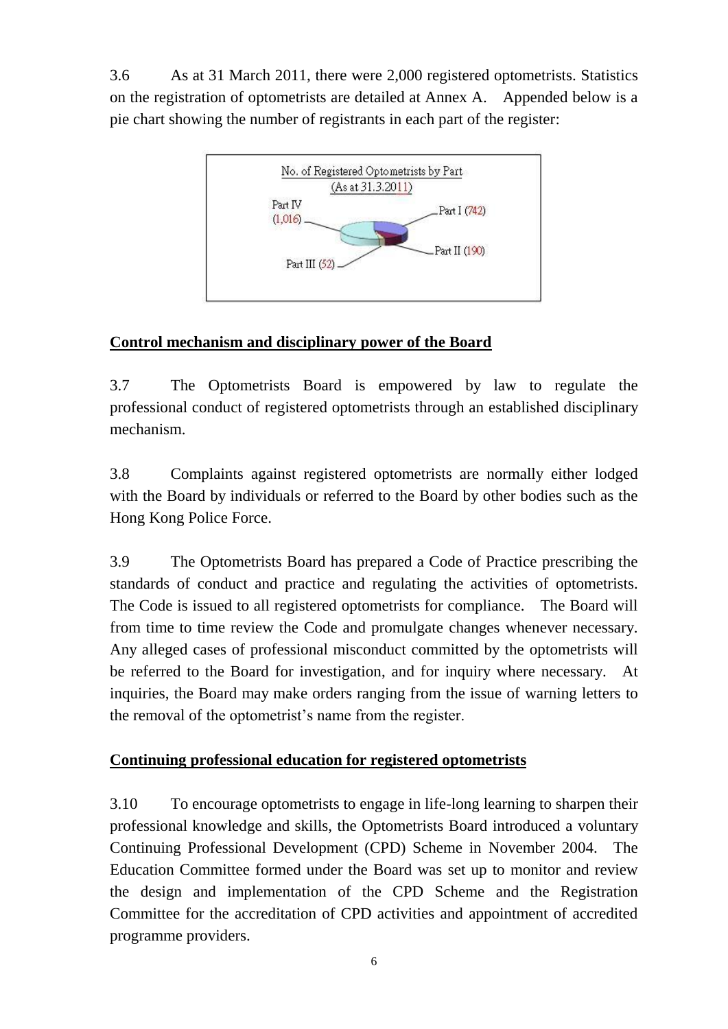3.6 As at 31 March 2011, there were 2,000 registered optometrists. Statistics on the registration of optometrists are detailed at Annex A. Appended below is a pie chart showing the number of registrants in each part of the register:

No. of Registered Optometrists by Part
(As at 31.3.2011)

Part I (742)
Part II (190)
Part III (52)
Part IV (1,016)

**Control mechanism and disciplinary power of the Board**

3.7 The Optometrists Board is empowered by law to regulate the professional conduct of registered optometrists through an established disciplinary mechanism.

3.8 Complaints against registered optometrists are normally either lodged with the Board by individuals or referred to the Board by other bodies such as the Hong Kong Police Force.

3.9 The Optometrists Board has prepared a Code of Practice prescribing the standards of conduct and practice and regulating the activities of optometrists. The Code is issued to all registered optometrists for compliance. The Board will from time to time review the Code and promulgate changes whenever necessary. Any alleged cases of professional misconduct committed by the optometrists will be referred to the Board for investigation, and for inquiry where necessary. At inquiries, the Board may make orders ranging from the issue of warning letters to the removal of the optometrist's name from the register.

**Continuing professional education for registered optometrists**

3.10 To encourage optometrists to engage in life-long learning to sharpen their professional knowledge and skills, the Optometrists Board introduced a voluntary Continuing Professional Development (CPD) Scheme in November 2004. The Education Committee formed under the Board was set up to monitor and review the design and implementation of the CPD Scheme and the Registration Committee for the accreditation of CPD activities and appointment of accredited programme providers.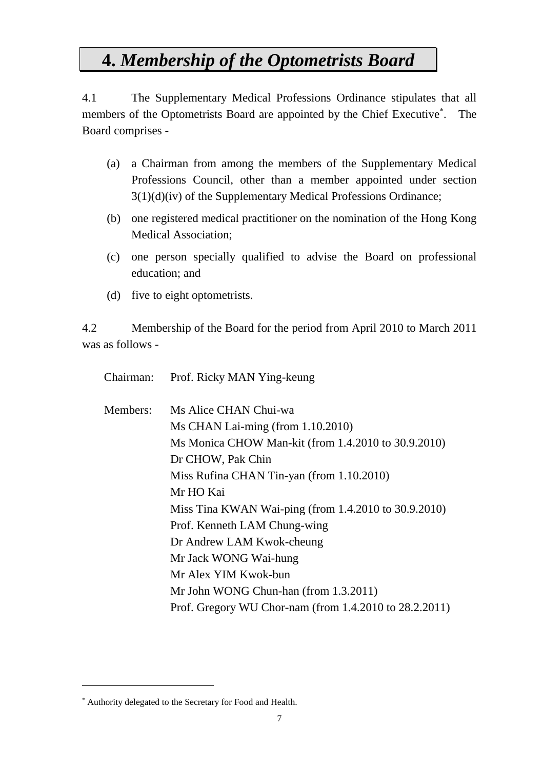# 4. *Membership of the Optometrists Board*

4.1 The Supplementary Medical Professions Ordinance stipulates that all members of the Optometrists Board are appointed by the Chief Executive*. The Board comprises -

(a) a Chairman from among the members of the Supplementary Medical Professions Council, other than a member appointed under section 3(1)(d)(iv) of the Supplementary Medical Professions Ordinance;

(b) one registered medical practitioner on the nomination of the Hong Kong Medical Association;

(c) one person specially qualified to advise the Board on professional education; and

(d) five to eight optometrists.

4.2 Membership of the Board for the period from April 2010 to March 2011 was as follows -

Chairman: Prof. Ricky MAN Ying-keung

Members:
Ms Alice CHAN Chui-wa
Ms CHAN Lai-ming (from 1.10.2010)
Ms Monica CHOW Man-kit (from 1.4.2010 to 30.9.2010)
Dr CHOW, Pak Chin
Miss Rufina CHAN Tin-yan (from 1.10.2010)
Mr HO Kai
Miss Tina KWAN Wai-ping (from 1.4.2010 to 30.9.2010)
Prof. Kenneth LAM Chung-wing
Dr Andrew LAM Kwok-cheung
Mr Jack WONG Wai-hung
Mr Alex YIM Kwok-bun
Mr John WONG Chun-han (from 1.3.2011)
Prof. Gregory WU Chor-nam (from 1.4.2010 to 28.2.2011)

---

* Authority delegated to the Secretary for Food and Health.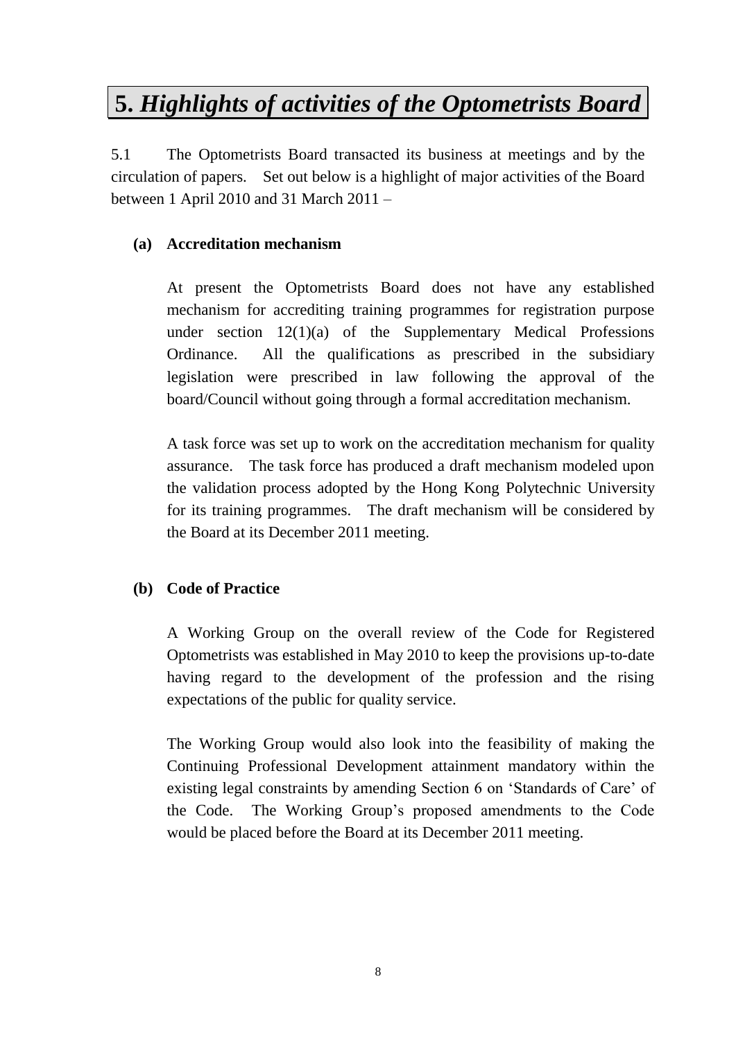# 5. *Highlights of activities of the Optometrists Board*

5.1 The Optometrists Board transacted its business at meetings and by the circulation of papers. Set out below is a highlight of major activities of the Board between 1 April 2010 and 31 March 2011 –

**(a) Accreditation mechanism**

At present the Optometrists Board does not have any established mechanism for accrediting training programmes for registration purpose under section 12(1)(a) of the Supplementary Medical Professions Ordinance. All the qualifications as prescribed in the subsidiary legislation were prescribed in law following the approval of the board/Council without going through a formal accreditation mechanism.

A task force was set up to work on the accreditation mechanism for quality assurance. The task force has produced a draft mechanism modeled upon the validation process adopted by the Hong Kong Polytechnic University for its training programmes. The draft mechanism will be considered by the Board at its December 2011 meeting.

**(b) Code of Practice**

A Working Group on the overall review of the Code for Registered Optometrists was established in May 2010 to keep the provisions up-to-date having regard to the development of the profession and the rising expectations of the public for quality service.

The Working Group would also look into the feasibility of making the Continuing Professional Development attainment mandatory within the existing legal constraints by amending Section 6 on 'Standards of Care' of the Code. The Working Group's proposed amendments to the Code would be placed before the Board at its December 2011 meeting.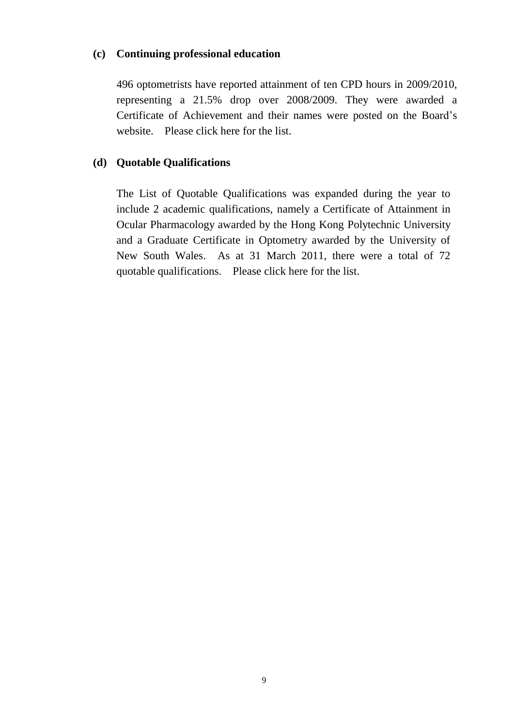**(c) Continuing professional education**

496 optometrists have reported attainment of ten CPD hours in 2009/2010, representing a 21.5% drop over 2008/2009. They were awarded a Certificate of Achievement and their names were posted on the Board's website. Please click here for the list.

**(d) Quotable Qualifications**

The List of Quotable Qualifications was expanded during the year to include 2 academic qualifications, namely a Certificate of Attainment in Ocular Pharmacology awarded by the Hong Kong Polytechnic University and a Graduate Certificate in Optometry awarded by the University of New South Wales. As at 31 March 2011, there were a total of 72 quotable qualifications. Please click here for the list.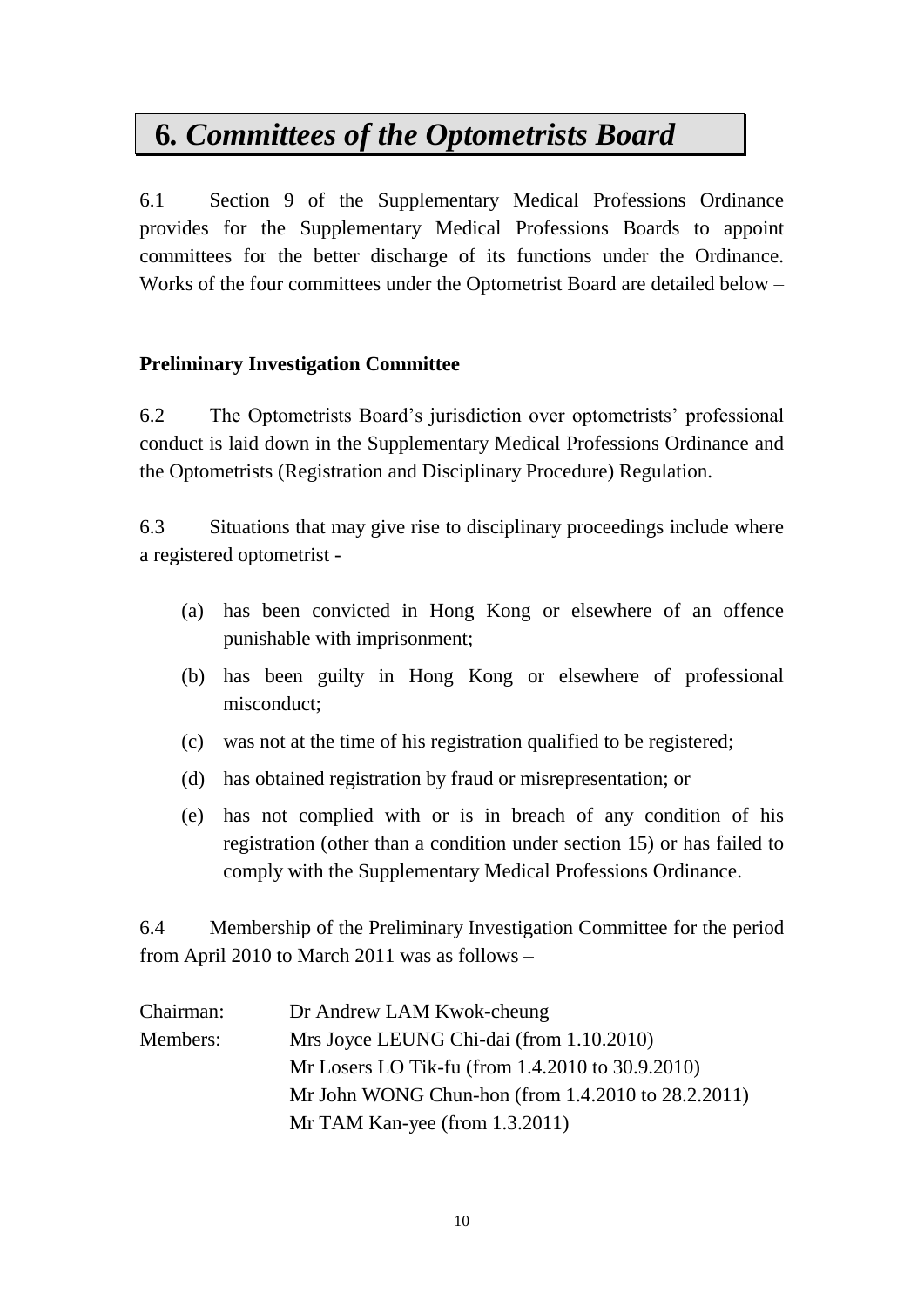# 6. *Committees of the Optometrists Board*

6.1 Section 9 of the Supplementary Medical Professions Ordinance provides for the Supplementary Medical Professions Boards to appoint committees for the better discharge of its functions under the Ordinance. Works of the four committees under the Optometrist Board are detailed below –

**Preliminary Investigation Committee**

6.2 The Optometrists Board's jurisdiction over optometrists' professional conduct is laid down in the Supplementary Medical Professions Ordinance and the Optometrists (Registration and Disciplinary Procedure) Regulation.

6.3 Situations that may give rise to disciplinary proceedings include where a registered optometrist -

(a) has been convicted in Hong Kong or elsewhere of an offence punishable with imprisonment;

(b) has been guilty in Hong Kong or elsewhere of professional misconduct;

(c) was not at the time of his registration qualified to be registered;

(d) has obtained registration by fraud or misrepresentation; or

(e) has not complied with or is in breach of any condition of his registration (other than a condition under section 15) or has failed to comply with the Supplementary Medical Professions Ordinance.

6.4 Membership of the Preliminary Investigation Committee for the period from April 2010 to March 2011 was as follows –

| | |
|---|---|
| Chairman: | Dr Andrew LAM Kwok-cheung |
| Members: | Mrs Joyce LEUNG Chi-dai (from 1.10.2010) |
| | Mr Losers LO Tik-fu (from 1.4.2010 to 30.9.2010) |
| | Mr John WONG Chun-hon (from 1.4.2010 to 28.2.2011) |
| | Mr TAM Kan-yee (from 1.3.2011) |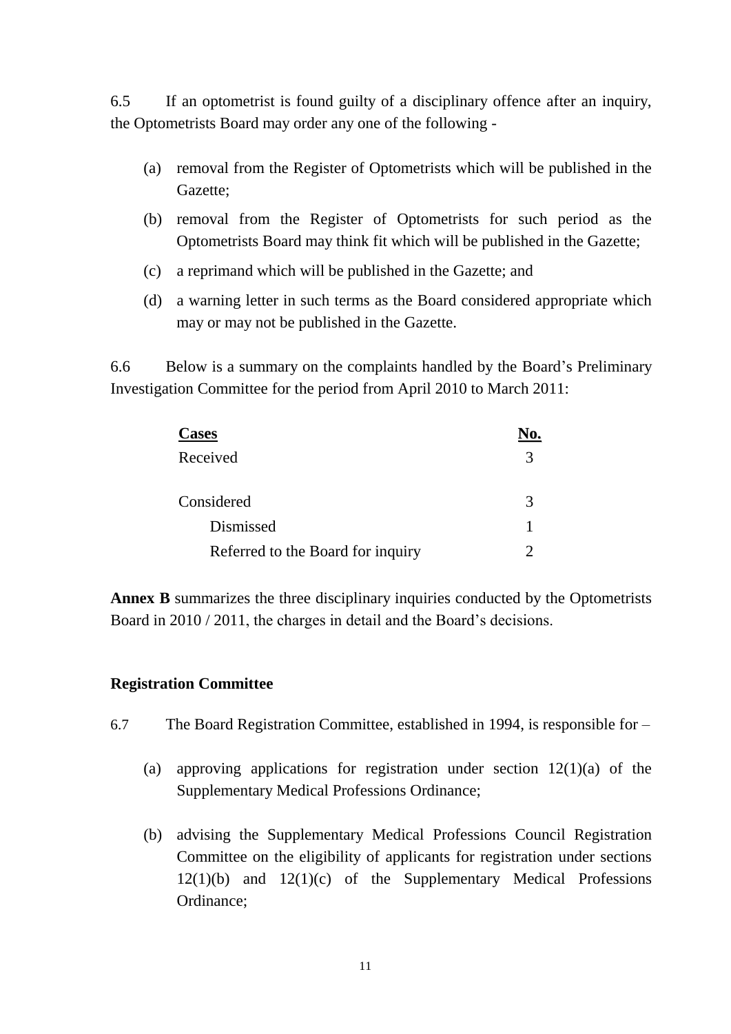6.5 If an optometrist is found guilty of a disciplinary offence after an inquiry, the Optometrists Board may order any one of the following -

(a) removal from the Register of Optometrists which will be published in the Gazette;

(b) removal from the Register of Optometrists for such period as the Optometrists Board may think fit which will be published in the Gazette;

(c) a reprimand which will be published in the Gazette; and

(d) a warning letter in such terms as the Board considered appropriate which may or may not be published in the Gazette.

6.6 Below is a summary on the complaints handled by the Board's Preliminary Investigation Committee for the period from April 2010 to March 2011:

| Cases | No. |
|---|---|
| Received | 3 |
| | |
| Considered | 3 |
| Dismissed | 1 |
| Referred to the Board for inquiry | 2 |

**Annex B** summarizes the three disciplinary inquiries conducted by the Optometrists Board in 2010 / 2011, the charges in detail and the Board's decisions.

### Registration Committee

6.7 The Board Registration Committee, established in 1994, is responsible for –

(a) approving applications for registration under section 12(1)(a) of the Supplementary Medical Professions Ordinance;

(b) advising the Supplementary Medical Professions Council Registration Committee on the eligibility of applicants for registration under sections 12(1)(b) and 12(1)(c) of the Supplementary Medical Professions Ordinance;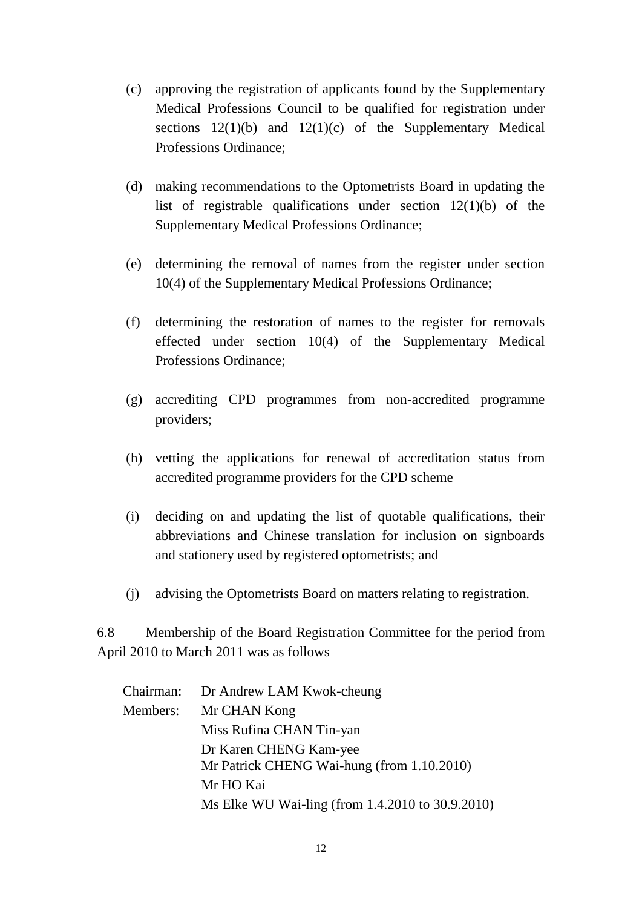(c) approving the registration of applicants found by the Supplementary Medical Professions Council to be qualified for registration under sections 12(1)(b) and 12(1)(c) of the Supplementary Medical Professions Ordinance;

(d) making recommendations to the Optometrists Board in updating the list of registrable qualifications under section 12(1)(b) of the Supplementary Medical Professions Ordinance;

(e) determining the removal of names from the register under section 10(4) of the Supplementary Medical Professions Ordinance;

(f) determining the restoration of names to the register for removals effected under section 10(4) of the Supplementary Medical Professions Ordinance;

(g) accrediting CPD programmes from non-accredited programme providers;

(h) vetting the applications for renewal of accreditation status from accredited programme providers for the CPD scheme

(i) deciding on and updating the list of quotable qualifications, their abbreviations and Chinese translation for inclusion on signboards and stationery used by registered optometrists; and

(j) advising the Optometrists Board on matters relating to registration.

6.8 Membership of the Board Registration Committee for the period from April 2010 to March 2011 was as follows –

| | |
|---|---|
| Chairman: | Dr Andrew LAM Kwok-cheung |
| Members: | Mr CHAN Kong |
| | Miss Rufina CHAN Tin-yan |
| | Dr Karen CHENG Kam-yee |
| | Mr Patrick CHENG Wai-hung (from 1.10.2010) |
| | Mr HO Kai |
| | Ms Elke WU Wai-ling (from 1.4.2010 to 30.9.2010) |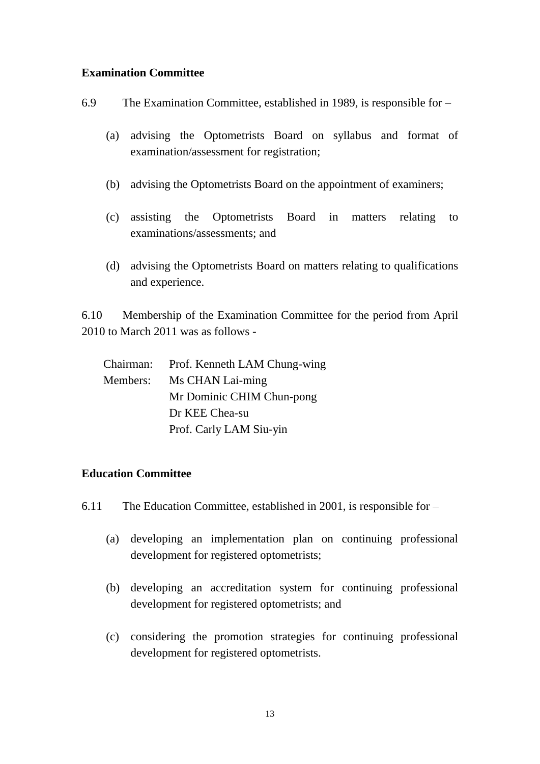**Examination Committee**

6.9 The Examination Committee, established in 1989, is responsible for –

(a) advising the Optometrists Board on syllabus and format of examination/assessment for registration;

(b) advising the Optometrists Board on the appointment of examiners;

(c) assisting the Optometrists Board in matters relating to examinations/assessments; and

(d) advising the Optometrists Board on matters relating to qualifications and experience.

6.10 Membership of the Examination Committee for the period from April 2010 to March 2011 was as follows -

Chairman: Prof. Kenneth LAM Chung-wing

Members: Ms CHAN Lai-ming
Mr Dominic CHIM Chun-pong
Dr KEE Chea-su
Prof. Carly LAM Siu-yin

**Education Committee**

6.11 The Education Committee, established in 2001, is responsible for –

(a) developing an implementation plan on continuing professional development for registered optometrists;

(b) developing an accreditation system for continuing professional development for registered optometrists; and

(c) considering the promotion strategies for continuing professional development for registered optometrists.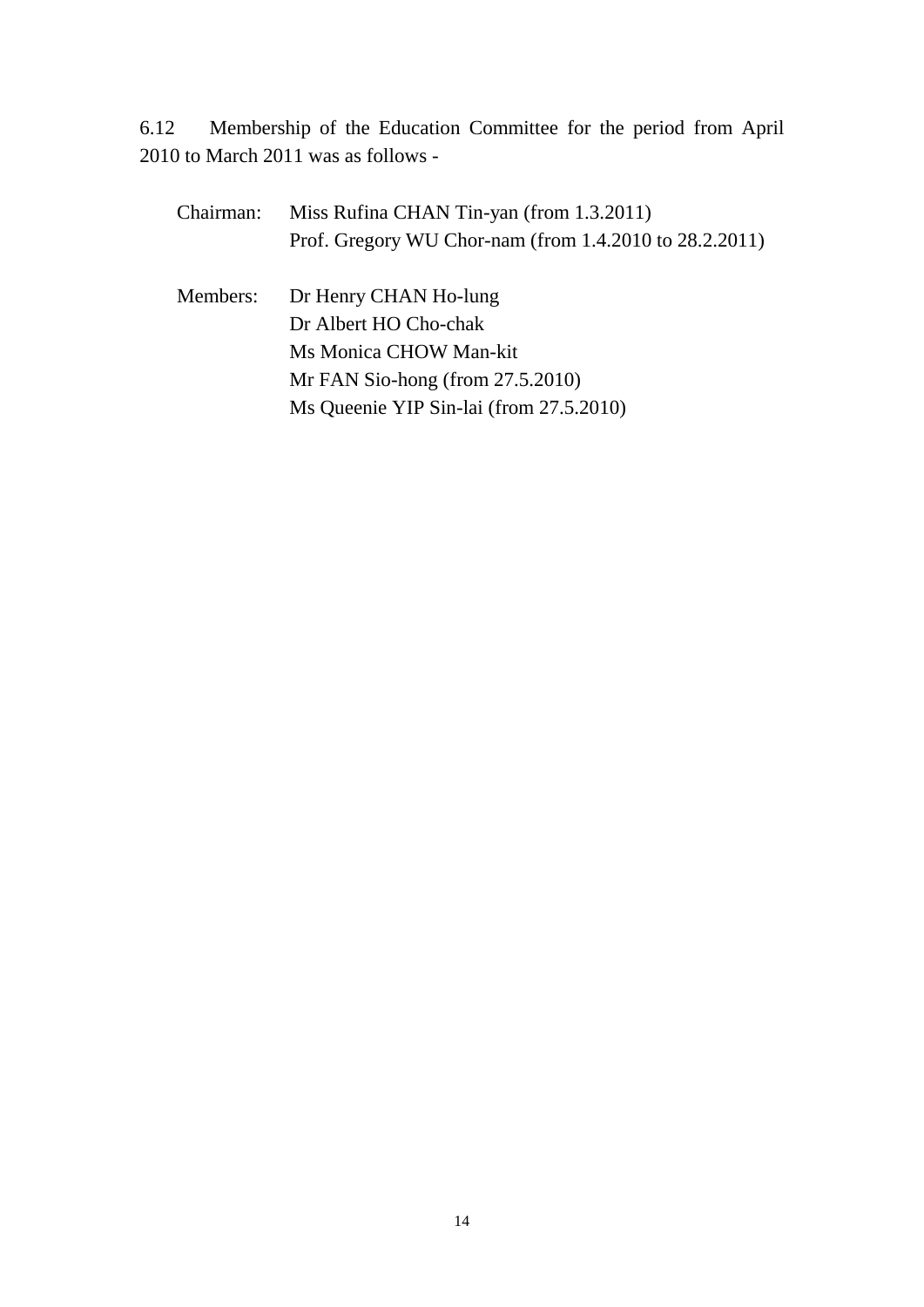6.12 Membership of the Education Committee for the period from April 2010 to March 2011 was as follows -

Chairman: Miss Rufina CHAN Tin-yan (from 1.3.2011)
Prof. Gregory WU Chor-nam (from 1.4.2010 to 28.2.2011)

Members: Dr Henry CHAN Ho-lung
Dr Albert HO Cho-chak
Ms Monica CHOW Man-kit
Mr FAN Sio-hong (from 27.5.2010)
Ms Queenie YIP Sin-lai (from 27.5.2010)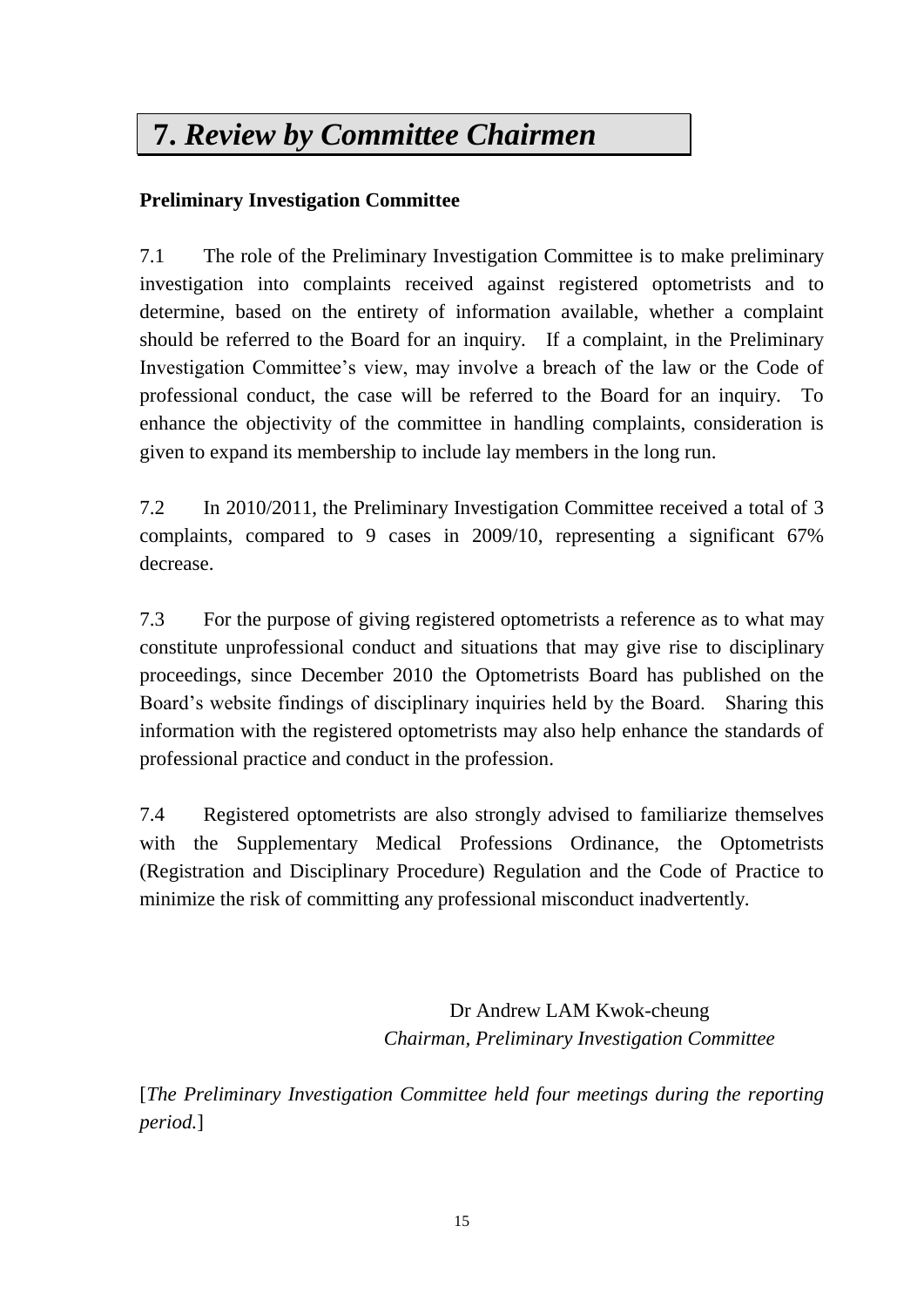# 7. *Review by Committee Chairmen*

**Preliminary Investigation Committee**

7.1 The role of the Preliminary Investigation Committee is to make preliminary investigation into complaints received against registered optometrists and to determine, based on the entirety of information available, whether a complaint should be referred to the Board for an inquiry. If a complaint, in the Preliminary Investigation Committee's view, may involve a breach of the law or the Code of professional conduct, the case will be referred to the Board for an inquiry. To enhance the objectivity of the committee in handling complaints, consideration is given to expand its membership to include lay members in the long run.

7.2 In 2010/2011, the Preliminary Investigation Committee received a total of 3 complaints, compared to 9 cases in 2009/10, representing a significant 67% decrease.

7.3 For the purpose of giving registered optometrists a reference as to what may constitute unprofessional conduct and situations that may give rise to disciplinary proceedings, since December 2010 the Optometrists Board has published on the Board's website findings of disciplinary inquiries held by the Board. Sharing this information with the registered optometrists may also help enhance the standards of professional practice and conduct in the profession.

7.4 Registered optometrists are also strongly advised to familiarize themselves with the Supplementary Medical Professions Ordinance, the Optometrists (Registration and Disciplinary Procedure) Regulation and the Code of Practice to minimize the risk of committing any professional misconduct inadvertently.

Dr Andrew LAM Kwok-cheung
*Chairman, Preliminary Investigation Committee*

[*The Preliminary Investigation Committee held four meetings during the reporting period.*]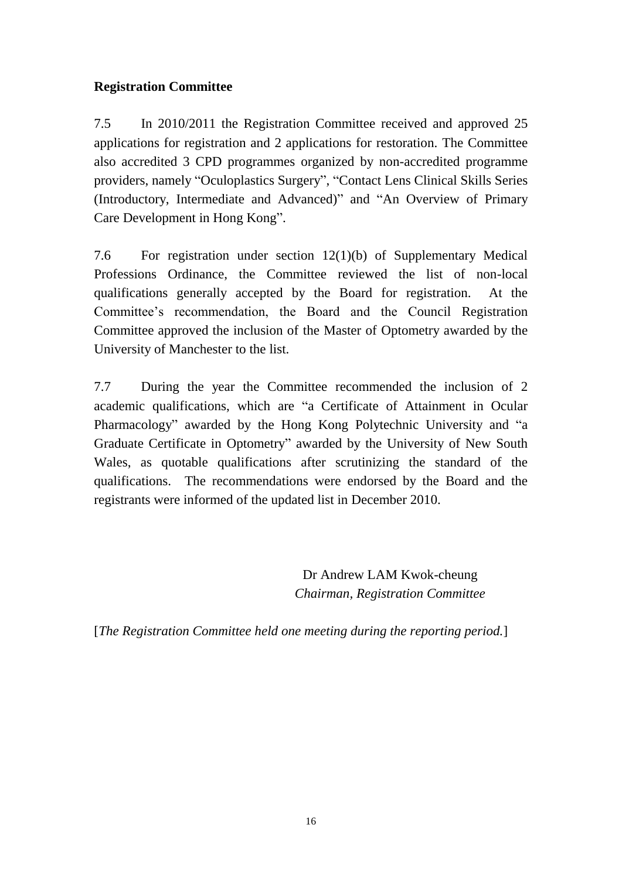**Registration Committee**

7.5 In 2010/2011 the Registration Committee received and approved 25 applications for registration and 2 applications for restoration. The Committee also accredited 3 CPD programmes organized by non-accredited programme providers, namely "Oculoplastics Surgery", "Contact Lens Clinical Skills Series (Introductory, Intermediate and Advanced)" and "An Overview of Primary Care Development in Hong Kong".

7.6 For registration under section 12(1)(b) of Supplementary Medical Professions Ordinance, the Committee reviewed the list of non-local qualifications generally accepted by the Board for registration. At the Committee's recommendation, the Board and the Council Registration Committee approved the inclusion of the Master of Optometry awarded by the University of Manchester to the list.

7.7 During the year the Committee recommended the inclusion of 2 academic qualifications, which are "a Certificate of Attainment in Ocular Pharmacology" awarded by the Hong Kong Polytechnic University and "a Graduate Certificate in Optometry" awarded by the University of New South Wales, as quotable qualifications after scrutinizing the standard of the qualifications. The recommendations were endorsed by the Board and the registrants were informed of the updated list in December 2010.

Dr Andrew LAM Kwok-cheung
*Chairman, Registration Committee*

[*The Registration Committee held one meeting during the reporting period.*]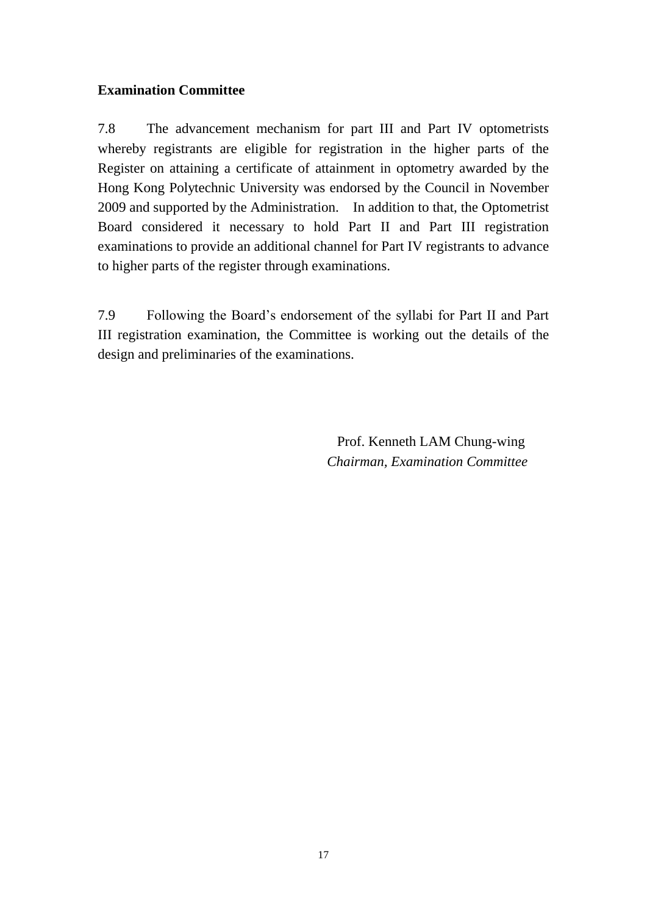**Examination Committee**

7.8 The advancement mechanism for part III and Part IV optometrists whereby registrants are eligible for registration in the higher parts of the Register on attaining a certificate of attainment in optometry awarded by the Hong Kong Polytechnic University was endorsed by the Council in November 2009 and supported by the Administration. In addition to that, the Optometrist Board considered it necessary to hold Part II and Part III registration examinations to provide an additional channel for Part IV registrants to advance to higher parts of the register through examinations.

7.9 Following the Board's endorsement of the syllabi for Part II and Part III registration examination, the Committee is working out the details of the design and preliminaries of the examinations.

Prof. Kenneth LAM Chung-wing
*Chairman, Examination Committee*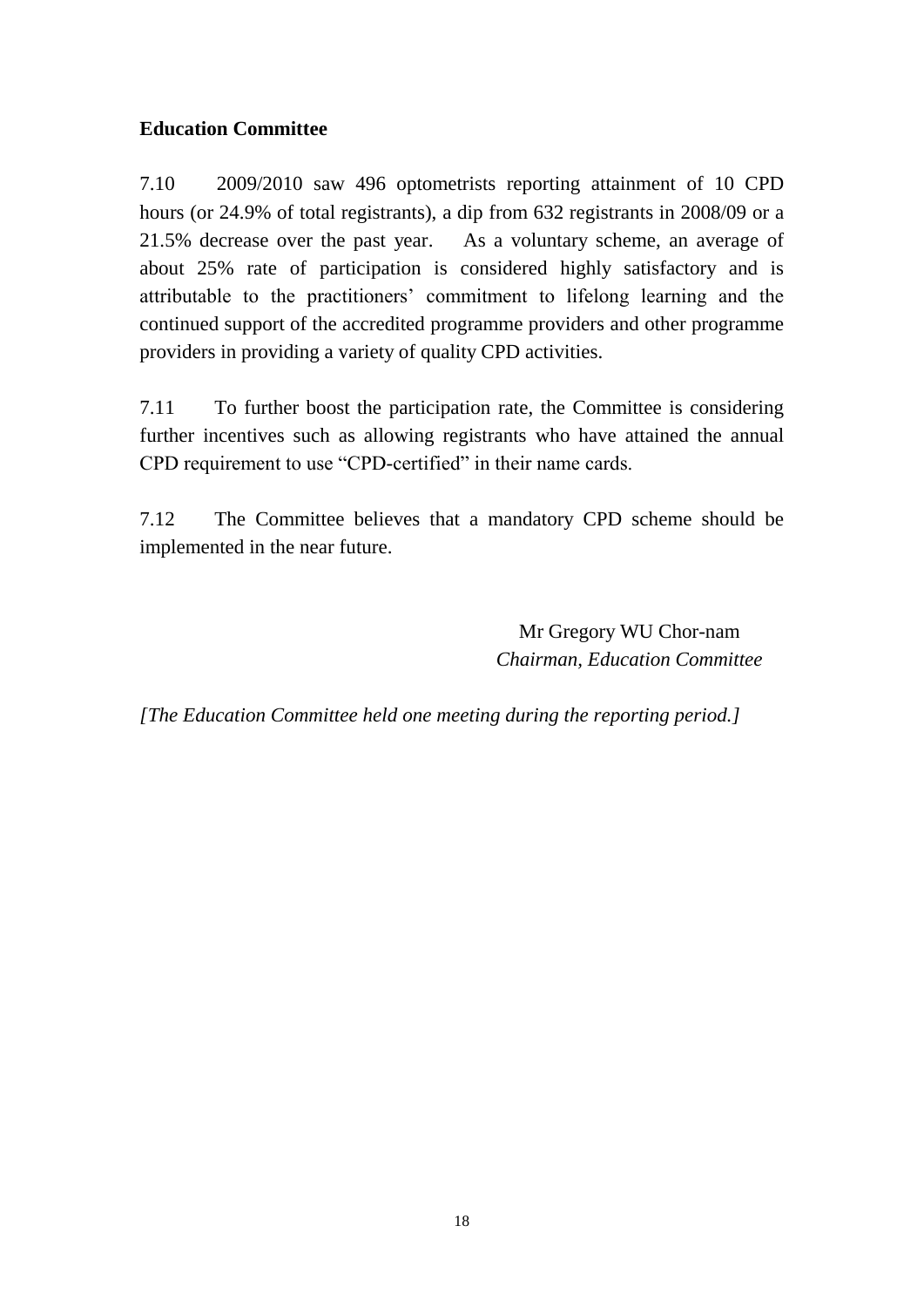**Education Committee**

7.10 2009/2010 saw 496 optometrists reporting attainment of 10 CPD hours (or 24.9% of total registrants), a dip from 632 registrants in 2008/09 or a 21.5% decrease over the past year. As a voluntary scheme, an average of about 25% rate of participation is considered highly satisfactory and is attributable to the practitioners' commitment to lifelong learning and the continued support of the accredited programme providers and other programme providers in providing a variety of quality CPD activities.

7.11 To further boost the participation rate, the Committee is considering further incentives such as allowing registrants who have attained the annual CPD requirement to use "CPD-certified" in their name cards.

7.12 The Committee believes that a mandatory CPD scheme should be implemented in the near future.

Mr Gregory WU Chor-nam
*Chairman, Education Committee*

*[The Education Committee held one meeting during the reporting period.]*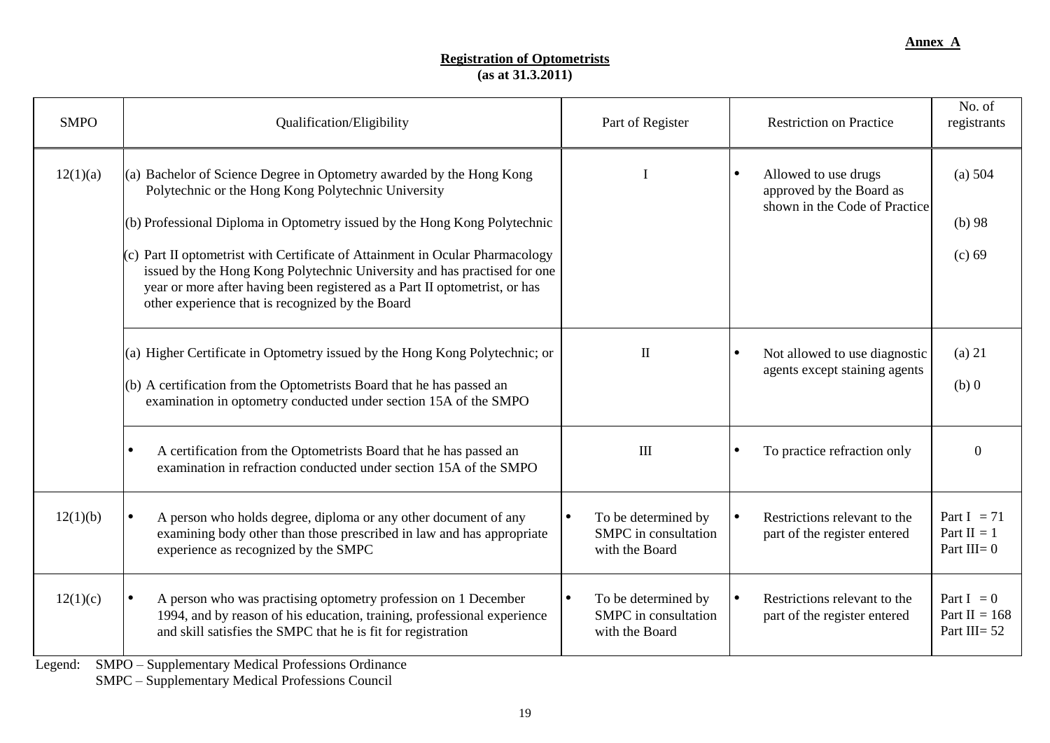**Annex A**

**Registration of Optometrists**
**(as at 31.3.2011)**

| SMPO | Qualification/Eligibility | Part of Register | Restriction on Practice | No. of registrants |
|---|---|---|---|---|
| 12(1)(a) | (a) Bachelor of Science Degree in Optometry awarded by the Hong Kong Polytechnic or the Hong Kong Polytechnic University<br>(b) Professional Diploma in Optometry issued by the Hong Kong Polytechnic<br>(c) Part II optometrist with Certificate of Attainment in Ocular Pharmacology issued by the Hong Kong Polytechnic University and has practised for one year or more after having been registered as a Part II optometrist, or has other experience that is recognized by the Board | I | • Allowed to use drugs approved by the Board as shown in the Code of Practice | (a) 504<br>(b) 98<br>(c) 69 |
| | (a) Higher Certificate in Optometry issued by the Hong Kong Polytechnic; or<br>(b) A certification from the Optometrists Board that he has passed an examination in optometry conducted under section 15A of the SMPO | II | • Not allowed to use diagnostic agents except staining agents | (a) 21<br>(b) 0 |
| | • A certification from the Optometrists Board that he has passed an examination in refraction conducted under section 15A of the SMPO | III | • To practice refraction only | 0 |
| 12(1)(b) | • A person who holds degree, diploma or any other document of any examining body other than those prescribed in law and has appropriate experience as recognized by the SMPC | • To be determined by SMPC in consultation with the Board | • Restrictions relevant to the part of the register entered | Part I = 71<br>Part II = 1<br>Part III= 0 |
| 12(1)(c) | • A person who was practising optometry profession on 1 December 1994, and by reason of his education, training, professional experience and skill satisfies the SMPC that he is fit for registration | • To be determined by SMPC in consultation with the Board | • Restrictions relevant to the part of the register entered | Part I = 0<br>Part II = 168<br>Part III= 52 |

Legend: SMPO – Supplementary Medical Professions Ordinance
SMPC – Supplementary Medical Professions Council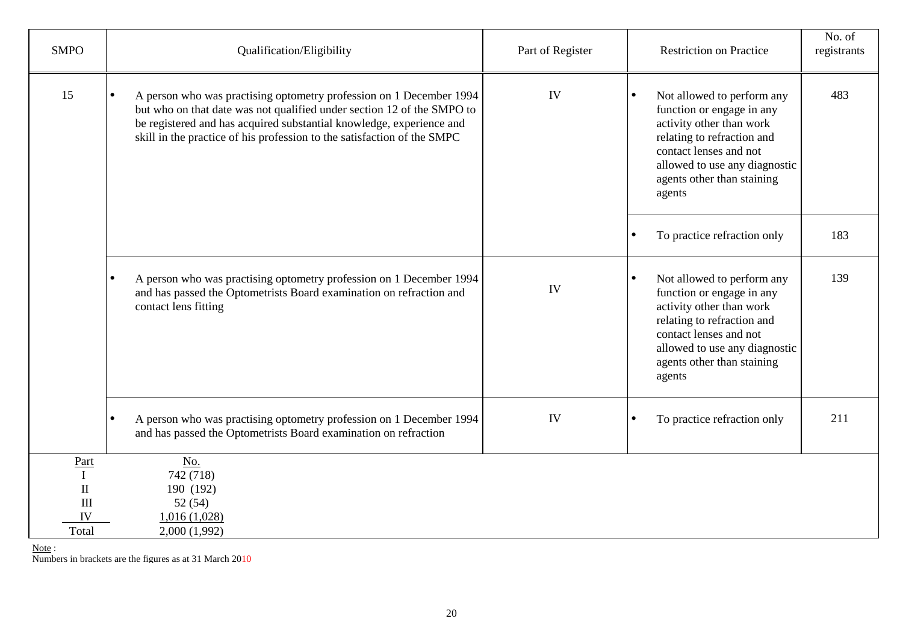| SMPO | Qualification/Eligibility | Part of Register | Restriction on Practice | No. of registrants |
|---|---|---|---|---|
| 15 | • A person who was practising optometry profession on 1 December 1994 but who on that date was not qualified under section 12 of the SMPO to be registered and has acquired substantial knowledge, experience and skill in the practice of his profession to the satisfaction of the SMPC | IV | • Not allowed to perform any function or engage in any activity other than work relating to refraction and contact lenses and not allowed to use any diagnostic agents other than staining agents | 483 |
| | | | • To practice refraction only | 183 |
| | • A person who was practising optometry profession on 1 December 1994 and has passed the Optometrists Board examination on refraction and contact lens fitting | IV | • Not allowed to perform any function or engage in any activity other than work relating to refraction and contact lenses and not allowed to use any diagnostic agents other than staining agents | 139 |
| | • A person who was practising optometry profession on 1 December 1994 and has passed the Optometrists Board examination on refraction | IV | • To practice refraction only | 211 |

| Part | No. |
|---|---|
| I | 742 (718) |
| II | 190 (192) |
| III | 52 (54) |
| IV | 1,016 (1,028) |
| Total | 2,000 (1,992) |

Note :
Numbers in brackets are the figures as at 31 March 2010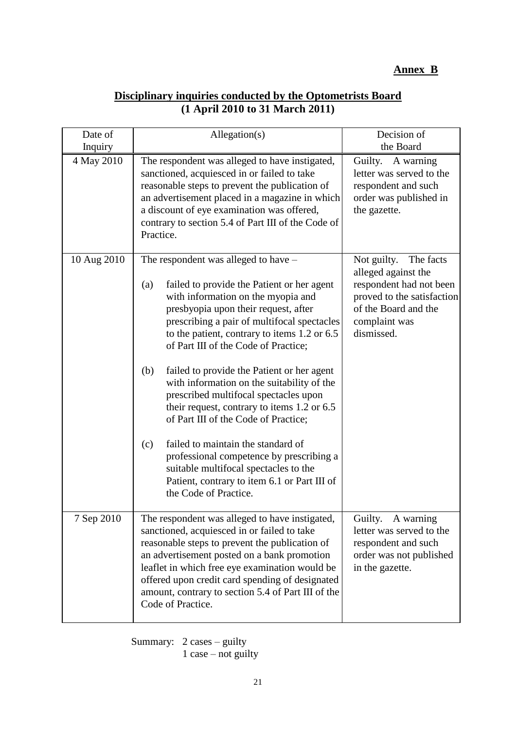**Annex B**

**Disciplinary inquiries conducted by the Optometrists Board**
**(1 April 2010 to 31 March 2011)**

| Date of Inquiry | Allegation(s) | Decision of the Board |
|---|---|---|
| 4 May 2010 | The respondent was alleged to have instigated, sanctioned, acquiesced in or failed to take reasonable steps to prevent the publication of an advertisement placed in a magazine in which a discount of eye examination was offered, contrary to section 5.4 of Part III of the Code of Practice. | Guilty. A warning letter was served to the respondent and such order was published in the gazette. |
| 10 Aug 2010 | The respondent was alleged to have – <br><br> (a) failed to provide the Patient or her agent with information on the myopia and presbyopia upon their request, after prescribing a pair of multifocal spectacles to the patient, contrary to items 1.2 or 6.5 of Part III of the Code of Practice; <br><br> (b) failed to provide the Patient or her agent with information on the suitability of the prescribed multifocal spectacles upon their request, contrary to items 1.2 or 6.5 of Part III of the Code of Practice; <br><br> (c) failed to maintain the standard of professional competence by prescribing a suitable multifocal spectacles to the Patient, contrary to item 6.1 or Part III of the Code of Practice. | Not guilty. The facts alleged against the respondent had not been proved to the satisfaction of the Board and the complaint was dismissed. |
| 7 Sep 2010 | The respondent was alleged to have instigated, sanctioned, acquiesced in or failed to take reasonable steps to prevent the publication of an advertisement posted on a bank promotion leaflet in which free eye examination would be offered upon credit card spending of designated amount, contrary to section 5.4 of Part III of the Code of Practice. | Guilty. A warning letter was served to the respondent and such order was not published in the gazette. |

Summary: 2 cases – guilty
1 case – not guilty